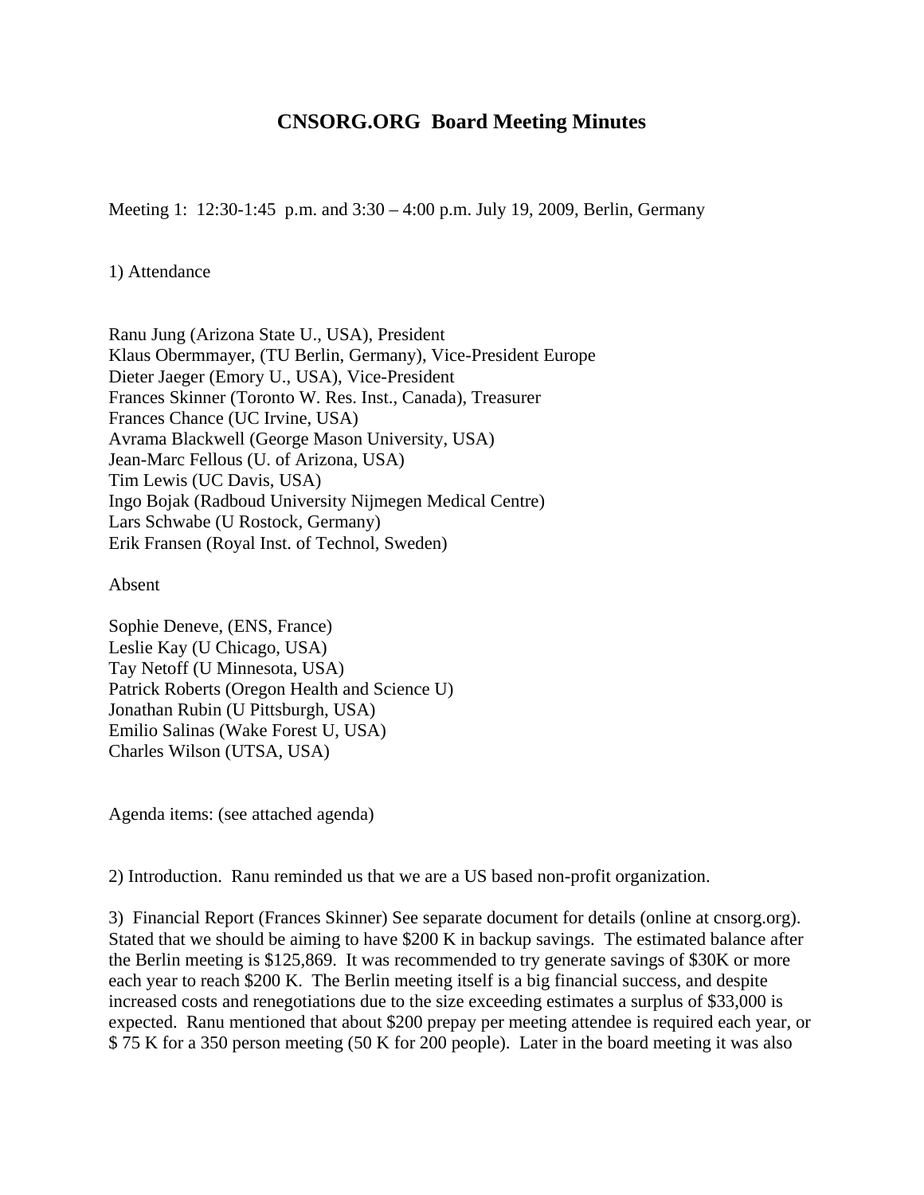# CNSORG.ORG Board Meeting Minutes

Meeting 1: 12:30-1:45 p.m. and 3:30 – 4:00 p.m. July 19, 2009, Berlin, Germany

1) Attendance

Ranu Jung (Arizona State U., USA), President
Klaus Obermmayer, (TU Berlin, Germany), Vice-President Europe
Dieter Jaeger (Emory U., USA), Vice-President
Frances Skinner (Toronto W. Res. Inst., Canada), Treasurer
Frances Chance (UC Irvine, USA)
Avrama Blackwell (George Mason University, USA)
Jean-Marc Fellous (U. of Arizona, USA)
Tim Lewis (UC Davis, USA)
Ingo Bojak (Radboud University Nijmegen Medical Centre)
Lars Schwabe (U Rostock, Germany)
Erik Fransen (Royal Inst. of Technol, Sweden)

Absent

Sophie Deneve, (ENS, France)
Leslie Kay (U Chicago, USA)
Tay Netoff (U Minnesota, USA)
Patrick Roberts (Oregon Health and Science U)
Jonathan Rubin (U Pittsburgh, USA)
Emilio Salinas (Wake Forest U, USA)
Charles Wilson (UTSA, USA)

Agenda items: (see attached agenda)

2) Introduction. Ranu reminded us that we are a US based non-profit organization.

3) Financial Report (Frances Skinner) See separate document for details (online at cnsorg.org). Stated that we should be aiming to have $200 K in backup savings. The estimated balance after the Berlin meeting is $125,869. It was recommended to try generate savings of $30K or more each year to reach $200 K. The Berlin meeting itself is a big financial success, and despite increased costs and renegotiations due to the size exceeding estimates a surplus of $33,000 is expected. Ranu mentioned that about $200 prepay per meeting attendee is required each year, or $ 75 K for a 350 person meeting (50 K for 200 people). Later in the board meeting it was also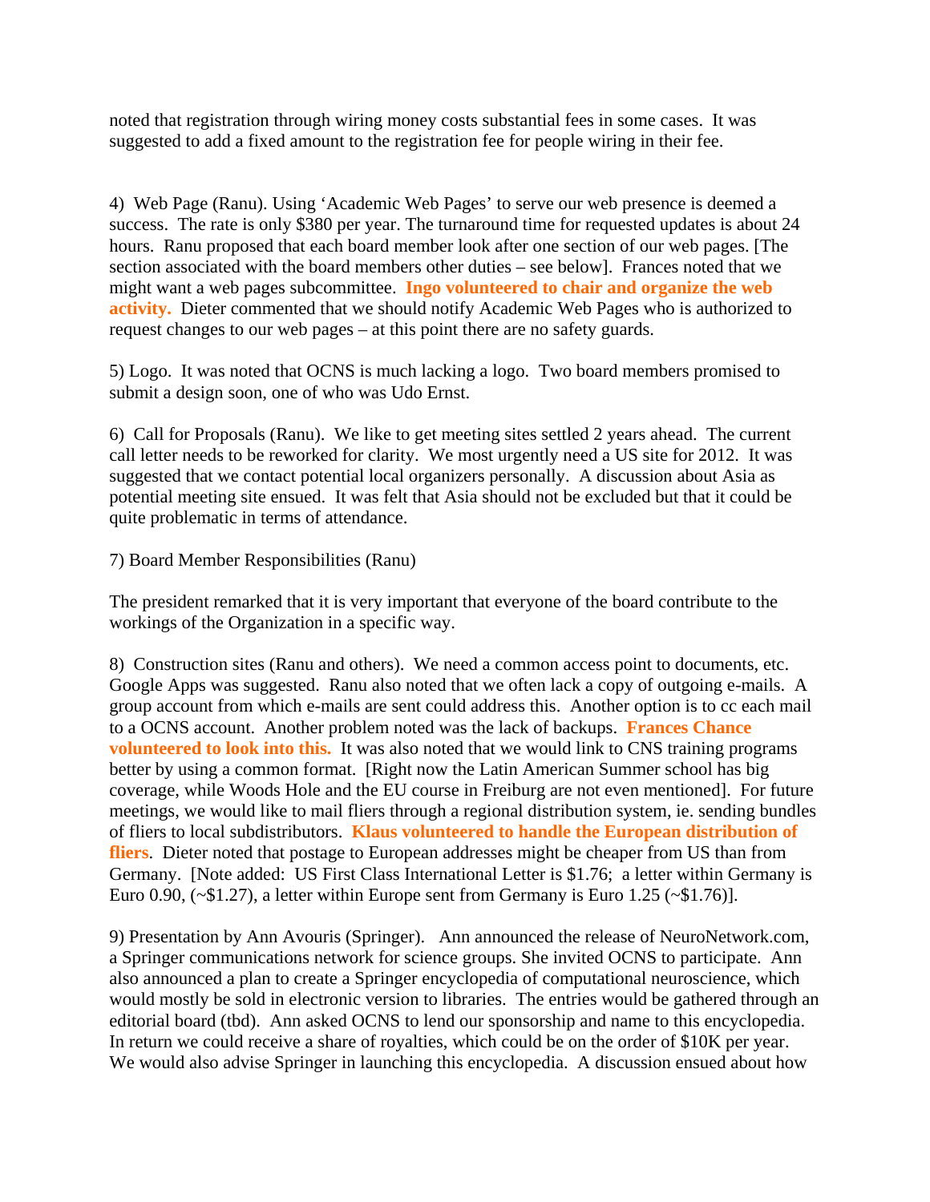noted that registration through wiring money costs substantial fees in some cases. It was suggested to add a fixed amount to the registration fee for people wiring in their fee.

4) Web Page (Ranu). Using 'Academic Web Pages' to serve our web presence is deemed a success. The rate is only $380 per year. The turnaround time for requested updates is about 24 hours. Ranu proposed that each board member look after one section of our web pages. [The section associated with the board members other duties – see below]. Frances noted that we might want a web pages subcommittee. **Ingo volunteered to chair and organize the web activity.** Dieter commented that we should notify Academic Web Pages who is authorized to request changes to our web pages – at this point there are no safety guards.

5) Logo. It was noted that OCNS is much lacking a logo. Two board members promised to submit a design soon, one of who was Udo Ernst.

6) Call for Proposals (Ranu). We like to get meeting sites settled 2 years ahead. The current call letter needs to be reworked for clarity. We most urgently need a US site for 2012. It was suggested that we contact potential local organizers personally. A discussion about Asia as potential meeting site ensued. It was felt that Asia should not be excluded but that it could be quite problematic in terms of attendance.

7) Board Member Responsibilities (Ranu)

The president remarked that it is very important that everyone of the board contribute to the workings of the Organization in a specific way.

8) Construction sites (Ranu and others). We need a common access point to documents, etc. Google Apps was suggested. Ranu also noted that we often lack a copy of outgoing e-mails. A group account from which e-mails are sent could address this. Another option is to cc each mail to a OCNS account. Another problem noted was the lack of backups. **Frances Chance volunteered to look into this.** It was also noted that we would link to CNS training programs better by using a common format. [Right now the Latin American Summer school has big coverage, while Woods Hole and the EU course in Freiburg are not even mentioned]. For future meetings, we would like to mail fliers through a regional distribution system, ie. sending bundles of fliers to local subdistributors. **Klaus volunteered to handle the European distribution of fliers**. Dieter noted that postage to European addresses might be cheaper from US than from Germany. [Note added: US First Class International Letter is $1.76; a letter within Germany is Euro 0.90, (~$1.27), a letter within Europe sent from Germany is Euro 1.25 (~$1.76)].

9) Presentation by Ann Avouris (Springer). Ann announced the release of NeuroNetwork.com, a Springer communications network for science groups. She invited OCNS to participate. Ann also announced a plan to create a Springer encyclopedia of computational neuroscience, which would mostly be sold in electronic version to libraries. The entries would be gathered through an editorial board (tbd). Ann asked OCNS to lend our sponsorship and name to this encyclopedia. In return we could receive a share of royalties, which could be on the order of $10K per year. We would also advise Springer in launching this encyclopedia. A discussion ensued about how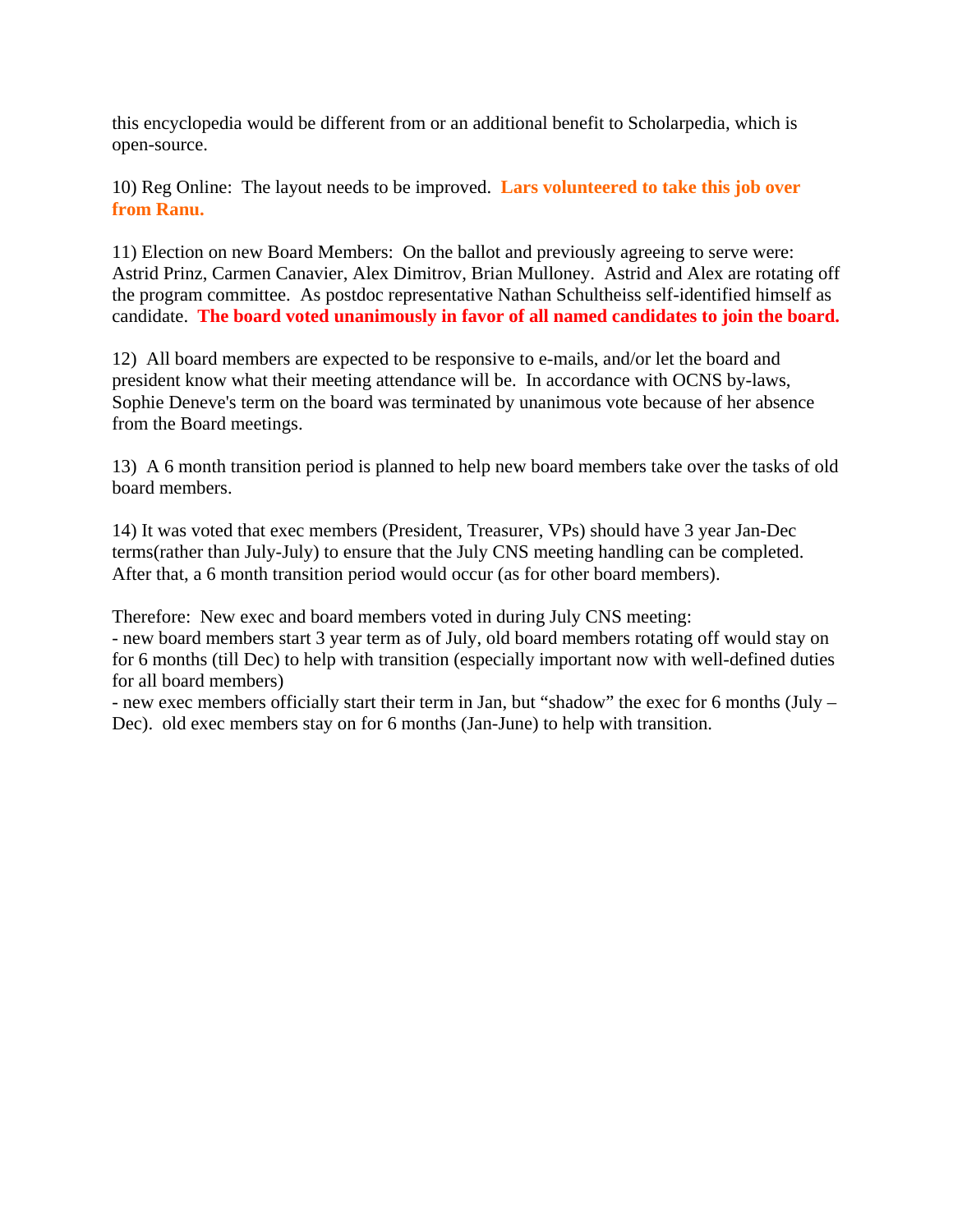this encyclopedia would be different from or an additional benefit to Scholarpedia, which is open-source.

10) Reg Online: The layout needs to be improved. **Lars volunteered to take this job over from Ranu.**

11) Election on new Board Members: On the ballot and previously agreeing to serve were: Astrid Prinz, Carmen Canavier, Alex Dimitrov, Brian Mulloney. Astrid and Alex are rotating off the program committee. As postdoc representative Nathan Schultheiss self-identified himself as candidate. **The board voted unanimously in favor of all named candidates to join the board.**

12) All board members are expected to be responsive to e-mails, and/or let the board and president know what their meeting attendance will be. In accordance with OCNS by-laws, Sophie Deneve's term on the board was terminated by unanimous vote because of her absence from the Board meetings.

13) A 6 month transition period is planned to help new board members take over the tasks of old board members.

14) It was voted that exec members (President, Treasurer, VPs) should have 3 year Jan-Dec terms(rather than July-July) to ensure that the July CNS meeting handling can be completed. After that, a 6 month transition period would occur (as for other board members).

Therefore: New exec and board members voted in during July CNS meeting:
- new board members start 3 year term as of July, old board members rotating off would stay on for 6 months (till Dec) to help with transition (especially important now with well-defined duties for all board members)
- new exec members officially start their term in Jan, but "shadow" the exec for 6 months (July – Dec). old exec members stay on for 6 months (Jan-June) to help with transition.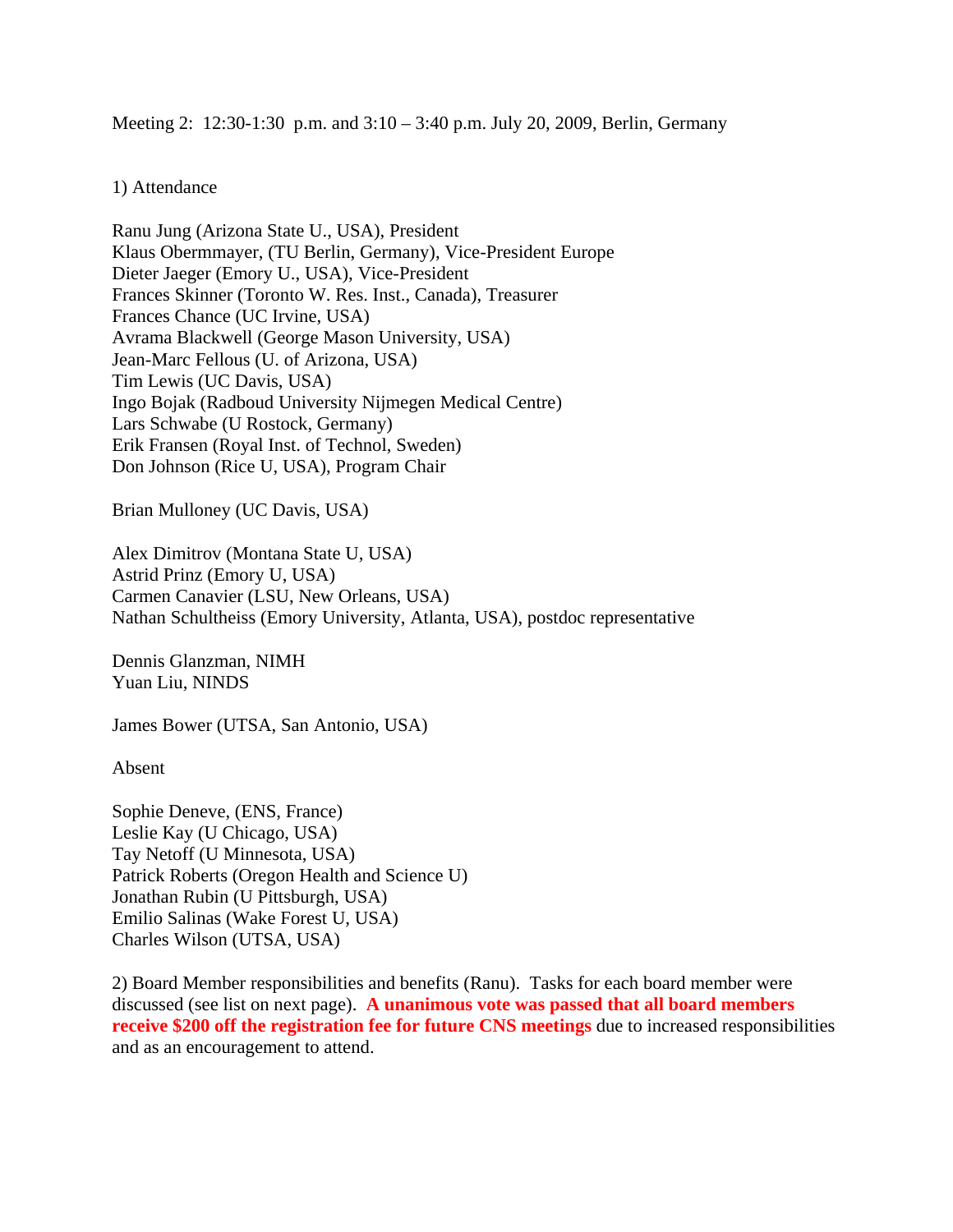Meeting 2: 12:30-1:30 p.m. and 3:10 – 3:40 p.m. July 20, 2009, Berlin, Germany

1) Attendance

Ranu Jung (Arizona State U., USA), President
Klaus Obermmayer, (TU Berlin, Germany), Vice-President Europe
Dieter Jaeger (Emory U., USA), Vice-President
Frances Skinner (Toronto W. Res. Inst., Canada), Treasurer
Frances Chance (UC Irvine, USA)
Avrama Blackwell (George Mason University, USA)
Jean-Marc Fellous (U. of Arizona, USA)
Tim Lewis (UC Davis, USA)
Ingo Bojak (Radboud University Nijmegen Medical Centre)
Lars Schwabe (U Rostock, Germany)
Erik Fransen (Royal Inst. of Technol, Sweden)
Don Johnson (Rice U, USA), Program Chair

Brian Mulloney (UC Davis, USA)

Alex Dimitrov (Montana State U, USA)
Astrid Prinz (Emory U, USA)
Carmen Canavier (LSU, New Orleans, USA)
Nathan Schultheiss (Emory University, Atlanta, USA), postdoc representative

Dennis Glanzman, NIMH
Yuan Liu, NINDS

James Bower (UTSA, San Antonio, USA)

Absent

Sophie Deneve, (ENS, France)
Leslie Kay (U Chicago, USA)
Tay Netoff (U Minnesota, USA)
Patrick Roberts (Oregon Health and Science U)
Jonathan Rubin (U Pittsburgh, USA)
Emilio Salinas (Wake Forest U, USA)
Charles Wilson (UTSA, USA)

2) Board Member responsibilities and benefits (Ranu). Tasks for each board member were discussed (see list on next page). **A unanimous vote was passed that all board members receive $200 off the registration fee for future CNS meetings** due to increased responsibilities and as an encouragement to attend.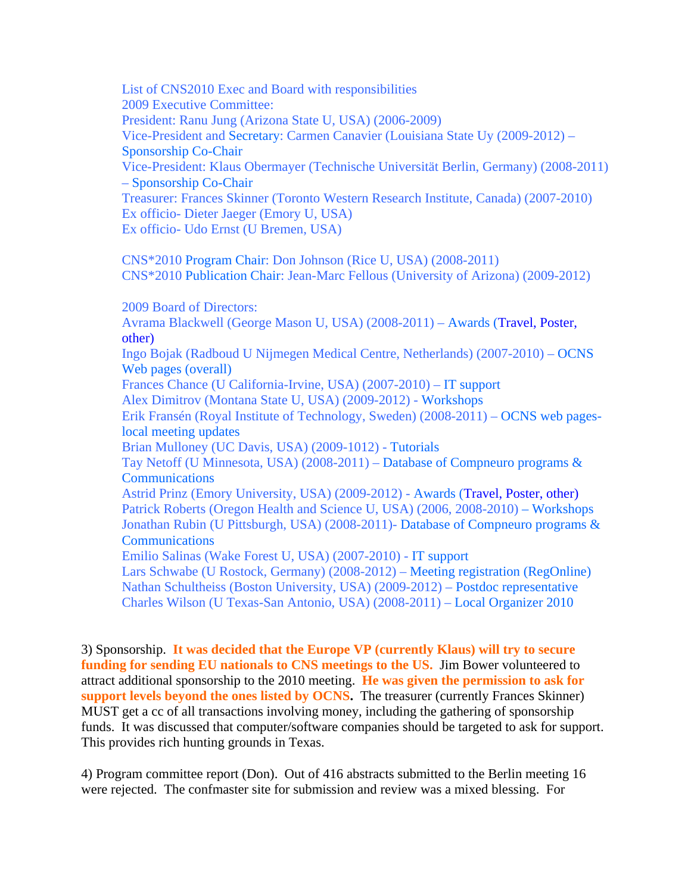List of CNS2010 Exec and Board with responsibilities
2009 Executive Committee:
President: Ranu Jung (Arizona State U, USA) (2006-2009)
Vice-President and Secretary: Carmen Canavier (Louisiana State Uy (2009-2012) – Sponsorship Co-Chair
Vice-President: Klaus Obermayer (Technische Universität Berlin, Germany) (2008-2011) – Sponsorship Co-Chair
Treasurer: Frances Skinner (Toronto Western Research Institute, Canada) (2007-2010)
Ex officio- Dieter Jaeger (Emory U, USA)
Ex officio- Udo Ernst (U Bremen, USA)

CNS*2010 Program Chair: Don Johnson (Rice U, USA) (2008-2011)
CNS*2010 Publication Chair: Jean-Marc Fellous (University of Arizona) (2009-2012)

2009 Board of Directors:
Avrama Blackwell (George Mason U, USA) (2008-2011) – Awards (Travel, Poster, other)
Ingo Bojak (Radboud U Nijmegen Medical Centre, Netherlands) (2007-2010) – OCNS Web pages (overall)
Frances Chance (U California-Irvine, USA) (2007-2010) – IT support
Alex Dimitrov (Montana State U, USA) (2009-2012) - Workshops
Erik Fransén (Royal Institute of Technology, Sweden) (2008-2011) – OCNS web pages- local meeting updates
Brian Mulloney (UC Davis, USA) (2009-1012) - Tutorials
Tay Netoff (U Minnesota, USA) (2008-2011) – Database of Compneuro programs & Communications
Astrid Prinz (Emory University, USA) (2009-2012) - Awards (Travel, Poster, other)
Patrick Roberts (Oregon Health and Science U, USA) (2006, 2008-2010) – Workshops
Jonathan Rubin (U Pittsburgh, USA) (2008-2011)- Database of Compneuro programs & Communications
Emilio Salinas (Wake Forest U, USA) (2007-2010) - IT support
Lars Schwabe (U Rostock, Germany) (2008-2012) – Meeting registration (RegOnline)
Nathan Schultheiss (Boston University, USA) (2009-2012) – Postdoc representative
Charles Wilson (U Texas-San Antonio, USA) (2008-2011) – Local Organizer 2010

3) Sponsorship. **It was decided that the Europe VP (currently Klaus) will try to secure funding for sending EU nationals to CNS meetings to the US.** Jim Bower volunteered to attract additional sponsorship to the 2010 meeting. **He was given the permission to ask for support levels beyond the ones listed by OCNS.** The treasurer (currently Frances Skinner) MUST get a cc of all transactions involving money, including the gathering of sponsorship funds. It was discussed that computer/software companies should be targeted to ask for support. This provides rich hunting grounds in Texas.

4) Program committee report (Don). Out of 416 abstracts submitted to the Berlin meeting 16 were rejected. The confmaster site for submission and review was a mixed blessing. For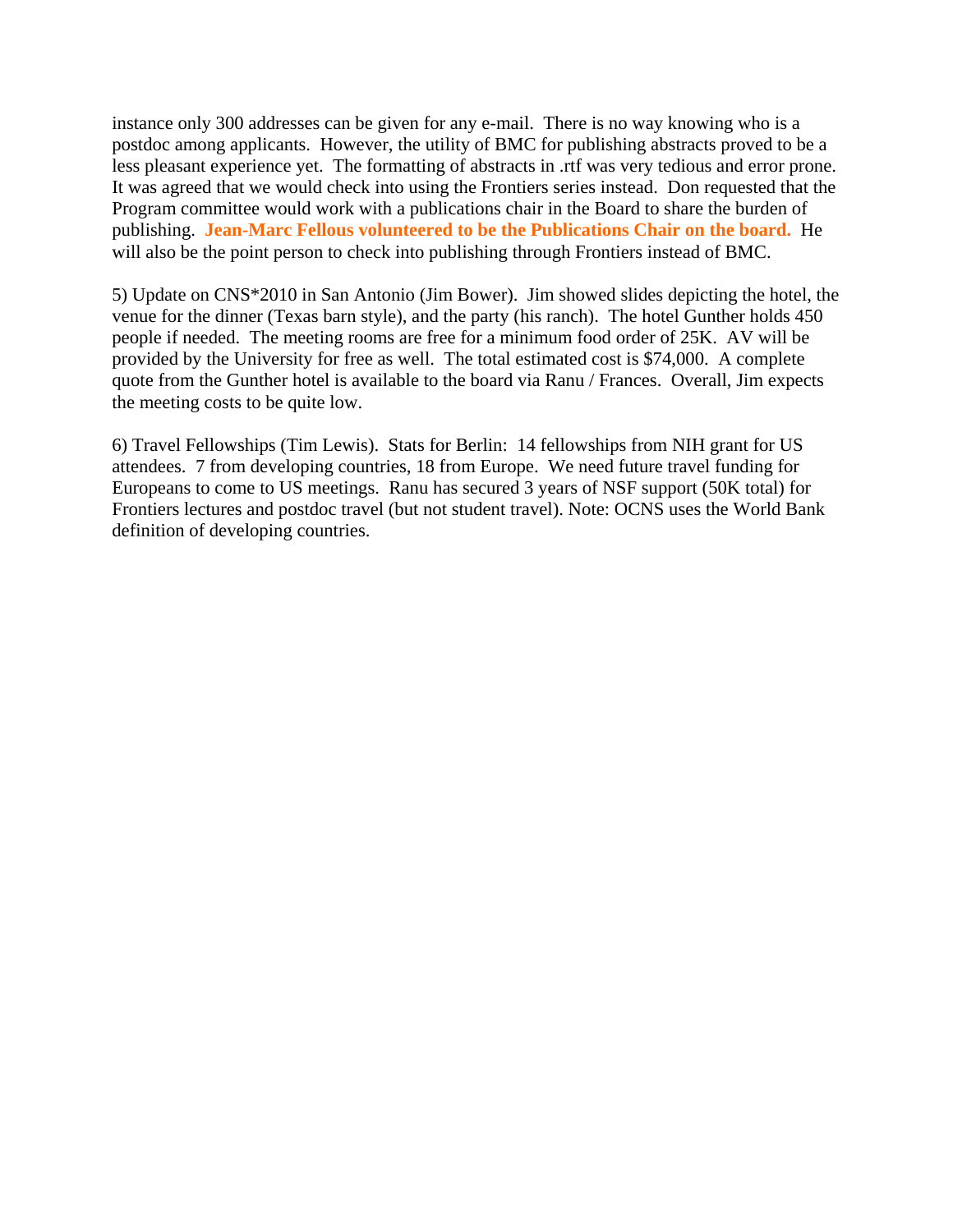instance only 300 addresses can be given for any e-mail. There is no way knowing who is a postdoc among applicants. However, the utility of BMC for publishing abstracts proved to be a less pleasant experience yet. The formatting of abstracts in .rtf was very tedious and error prone. It was agreed that we would check into using the Frontiers series instead. Don requested that the Program committee would work with a publications chair in the Board to share the burden of publishing. **Jean-Marc Fellous volunteered to be the Publications Chair on the board.** He will also be the point person to check into publishing through Frontiers instead of BMC.

5) Update on CNS*2010 in San Antonio (Jim Bower). Jim showed slides depicting the hotel, the venue for the dinner (Texas barn style), and the party (his ranch). The hotel Gunther holds 450 people if needed. The meeting rooms are free for a minimum food order of 25K. AV will be provided by the University for free as well. The total estimated cost is $74,000. A complete quote from the Gunther hotel is available to the board via Ranu / Frances. Overall, Jim expects the meeting costs to be quite low.

6) Travel Fellowships (Tim Lewis). Stats for Berlin: 14 fellowships from NIH grant for US attendees. 7 from developing countries, 18 from Europe. We need future travel funding for Europeans to come to US meetings. Ranu has secured 3 years of NSF support (50K total) for Frontiers lectures and postdoc travel (but not student travel). Note: OCNS uses the World Bank definition of developing countries.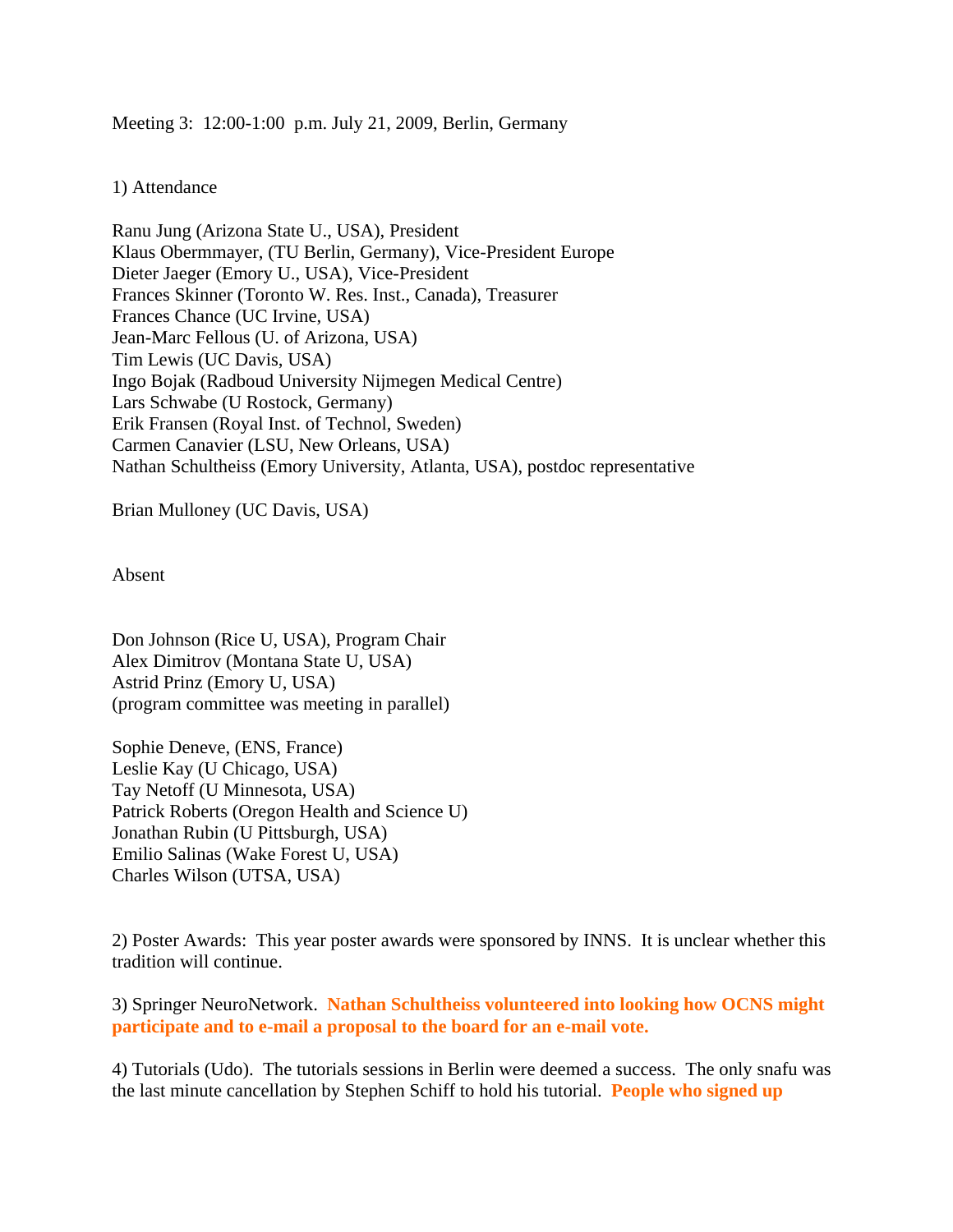Meeting 3: 12:00-1:00 p.m. July 21, 2009, Berlin, Germany

1) Attendance

Ranu Jung (Arizona State U., USA), President
Klaus Obermmayer, (TU Berlin, Germany), Vice-President Europe
Dieter Jaeger (Emory U., USA), Vice-President
Frances Skinner (Toronto W. Res. Inst., Canada), Treasurer
Frances Chance (UC Irvine, USA)
Jean-Marc Fellous (U. of Arizona, USA)
Tim Lewis (UC Davis, USA)
Ingo Bojak (Radboud University Nijmegen Medical Centre)
Lars Schwabe (U Rostock, Germany)
Erik Fransen (Royal Inst. of Technol, Sweden)
Carmen Canavier (LSU, New Orleans, USA)
Nathan Schultheiss (Emory University, Atlanta, USA), postdoc representative

Brian Mulloney (UC Davis, USA)

Absent

Don Johnson (Rice U, USA), Program Chair
Alex Dimitrov (Montana State U, USA)
Astrid Prinz (Emory U, USA)
(program committee was meeting in parallel)

Sophie Deneve, (ENS, France)
Leslie Kay (U Chicago, USA)
Tay Netoff (U Minnesota, USA)
Patrick Roberts (Oregon Health and Science U)
Jonathan Rubin (U Pittsburgh, USA)
Emilio Salinas (Wake Forest U, USA)
Charles Wilson (UTSA, USA)

2) Poster Awards: This year poster awards were sponsored by INNS. It is unclear whether this tradition will continue.

3) Springer NeuroNetwork. **Nathan Schultheiss volunteered into looking how OCNS might participate and to e-mail a proposal to the board for an e-mail vote.**

4) Tutorials (Udo). The tutorials sessions in Berlin were deemed a success. The only snafu was the last minute cancellation by Stephen Schiff to hold his tutorial. **People who signed up**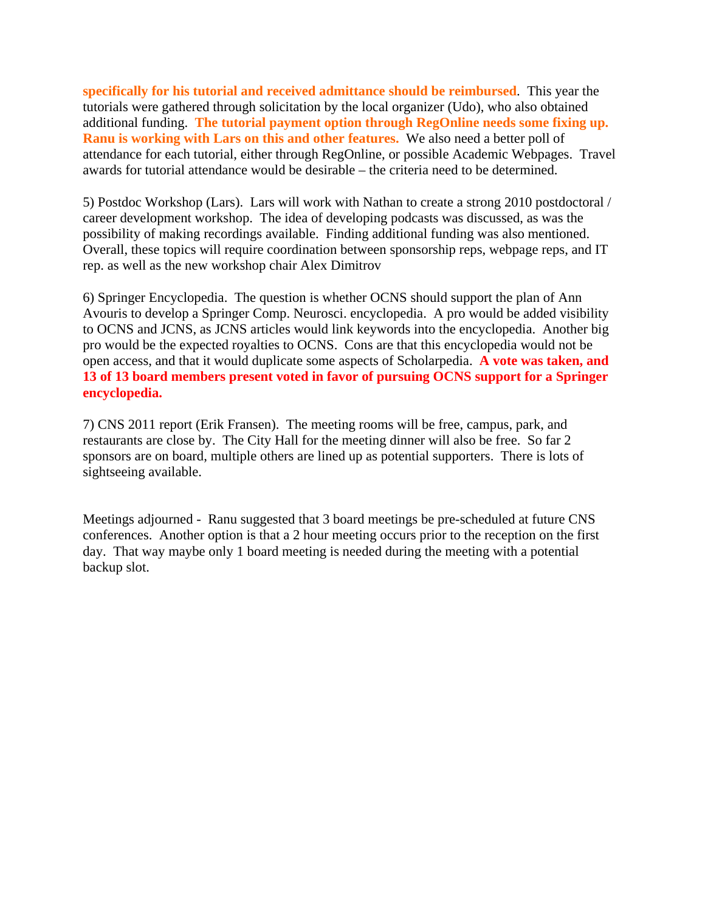**specifically for his tutorial and received admittance should be reimbursed**. This year the tutorials were gathered through solicitation by the local organizer (Udo), who also obtained additional funding. **The tutorial payment option through RegOnline needs some fixing up. Ranu is working with Lars on this and other features.** We also need a better poll of attendance for each tutorial, either through RegOnline, or possible Academic Webpages. Travel awards for tutorial attendance would be desirable – the criteria need to be determined.

5) Postdoc Workshop (Lars). Lars will work with Nathan to create a strong 2010 postdoctoral / career development workshop. The idea of developing podcasts was discussed, as was the possibility of making recordings available. Finding additional funding was also mentioned. Overall, these topics will require coordination between sponsorship reps, webpage reps, and IT rep. as well as the new workshop chair Alex Dimitrov

6) Springer Encyclopedia. The question is whether OCNS should support the plan of Ann Avouris to develop a Springer Comp. Neurosci. encyclopedia. A pro would be added visibility to OCNS and JCNS, as JCNS articles would link keywords into the encyclopedia. Another big pro would be the expected royalties to OCNS. Cons are that this encyclopedia would not be open access, and that it would duplicate some aspects of Scholarpedia. **A vote was taken, and 13 of 13 board members present voted in favor of pursuing OCNS support for a Springer encyclopedia.**

7) CNS 2011 report (Erik Fransen). The meeting rooms will be free, campus, park, and restaurants are close by. The City Hall for the meeting dinner will also be free. So far 2 sponsors are on board, multiple others are lined up as potential supporters. There is lots of sightseeing available.

Meetings adjourned - Ranu suggested that 3 board meetings be pre-scheduled at future CNS conferences. Another option is that a 2 hour meeting occurs prior to the reception on the first day. That way maybe only 1 board meeting is needed during the meeting with a potential backup slot.